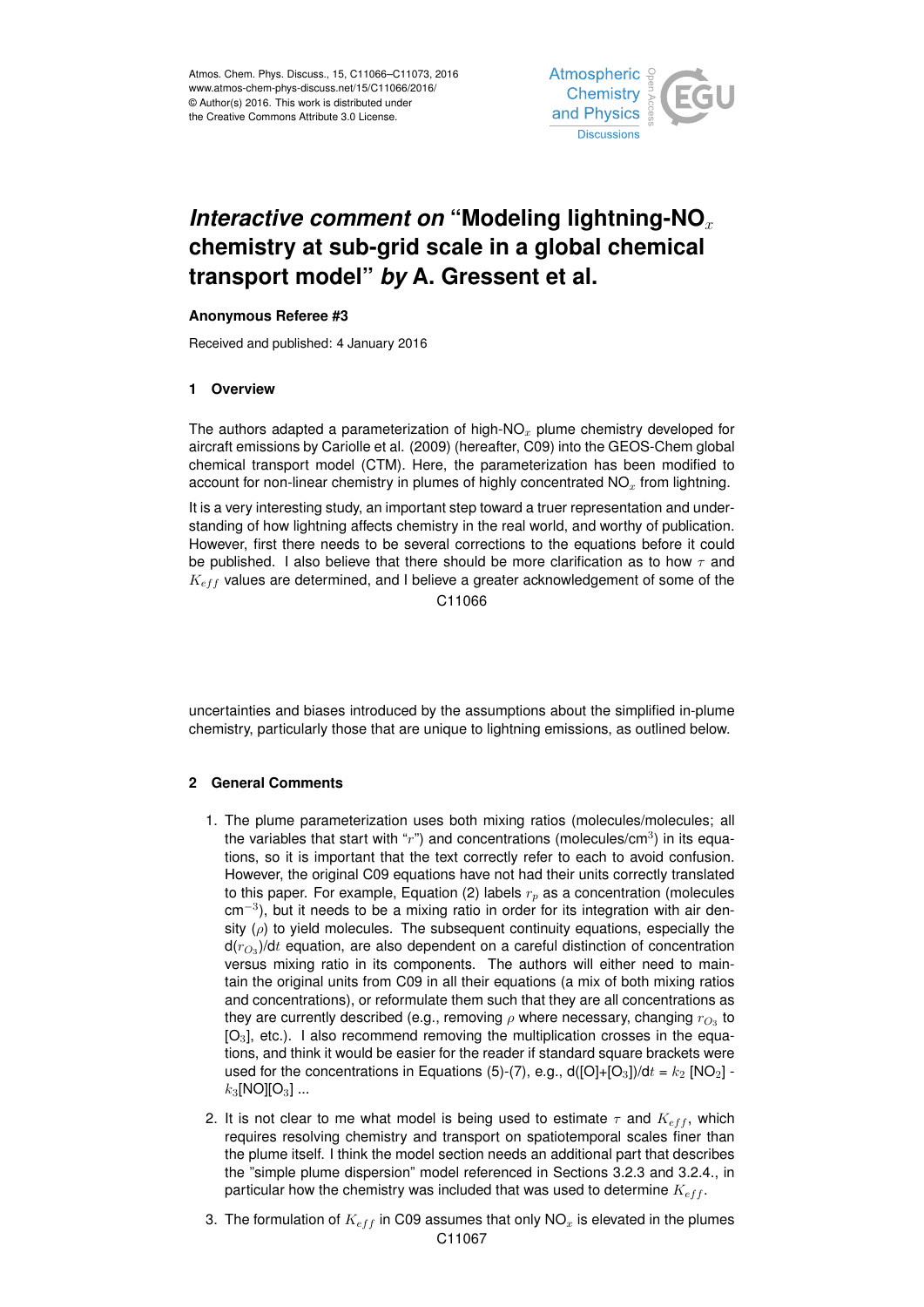# *Interactive comment on* "Modeling lightning-$NO_x$ chemistry at sub-grid scale in a global chemical transport model" *by* A. Gressent et al.

**Anonymous Referee #3**

Received and published: 4 January 2016

## 1 Overview

The authors adapted a parameterization of high-$NO_x$ plume chemistry developed for aircraft emissions by Cariolle et al. (2009) (hereafter, C09) into the GEOS-Chem global chemical transport model (CTM). Here, the parameterization has been modified to account for non-linear chemistry in plumes of highly concentrated $NO_x$ from lightning.

It is a very interesting study, an important step toward a truer representation and understanding of how lightning affects chemistry in the real world, and worthy of publication. However, first there needs to be several corrections to the equations before it could be published. I also believe that there should be more clarification as to how $\tau$ and $K_{eff}$ values are determined, and I believe a greater acknowledgement of some of the uncertainties and biases introduced by the assumptions about the simplified in-plume chemistry, particularly those that are unique to lightning emissions, as outlined below.

## 2 General Comments

1. The plume parameterization uses both mixing ratios (molecules/molecules; all the variables that start with "$r$") and concentrations (molecules/cm$^3$) in its equations, so it is important that the text correctly refer to each to avoid confusion. However, the original C09 equations have not had their units correctly translated to this paper. For example, Equation (2) labels $r_p$ as a concentration (molecules cm$^{-3}$), but it needs to be a mixing ratio in order for its integration with air density ($\rho$) to yield molecules. The subsequent continuity equations, especially the d($r_{O_3}$)/d$t$ equation, are also dependent on a careful distinction of concentration versus mixing ratio in its components. The authors will either need to maintain the original units from C09 in all their equations (a mix of both mixing ratios and concentrations), or reformulate them such that they are all concentrations as they are currently described (e.g., removing $\rho$ where necessary, changing $r_{O_3}$ to [$O_3$], etc.). I also recommend removing the multiplication crosses in the equations, and think it would be easier for the reader if standard square brackets were used for the concentrations in Equations (5)-(7), e.g., d([O]+[$O_3$])/d$t$ = $k_2$ [$NO_2$] - $k_3$[NO][$O_3$] ...

2. It is not clear to me what model is being used to estimate $\tau$ and $K_{eff}$, which requires resolving chemistry and transport on spatiotemporal scales finer than the plume itself. I think the model section needs an additional part that describes the "simple plume dispersion" model referenced in Sections 3.2.3 and 3.2.4., in particular how the chemistry was included that was used to determine $K_{eff}$.

3. The formulation of $K_{eff}$ in C09 assumes that only $NO_x$ is elevated in the plumes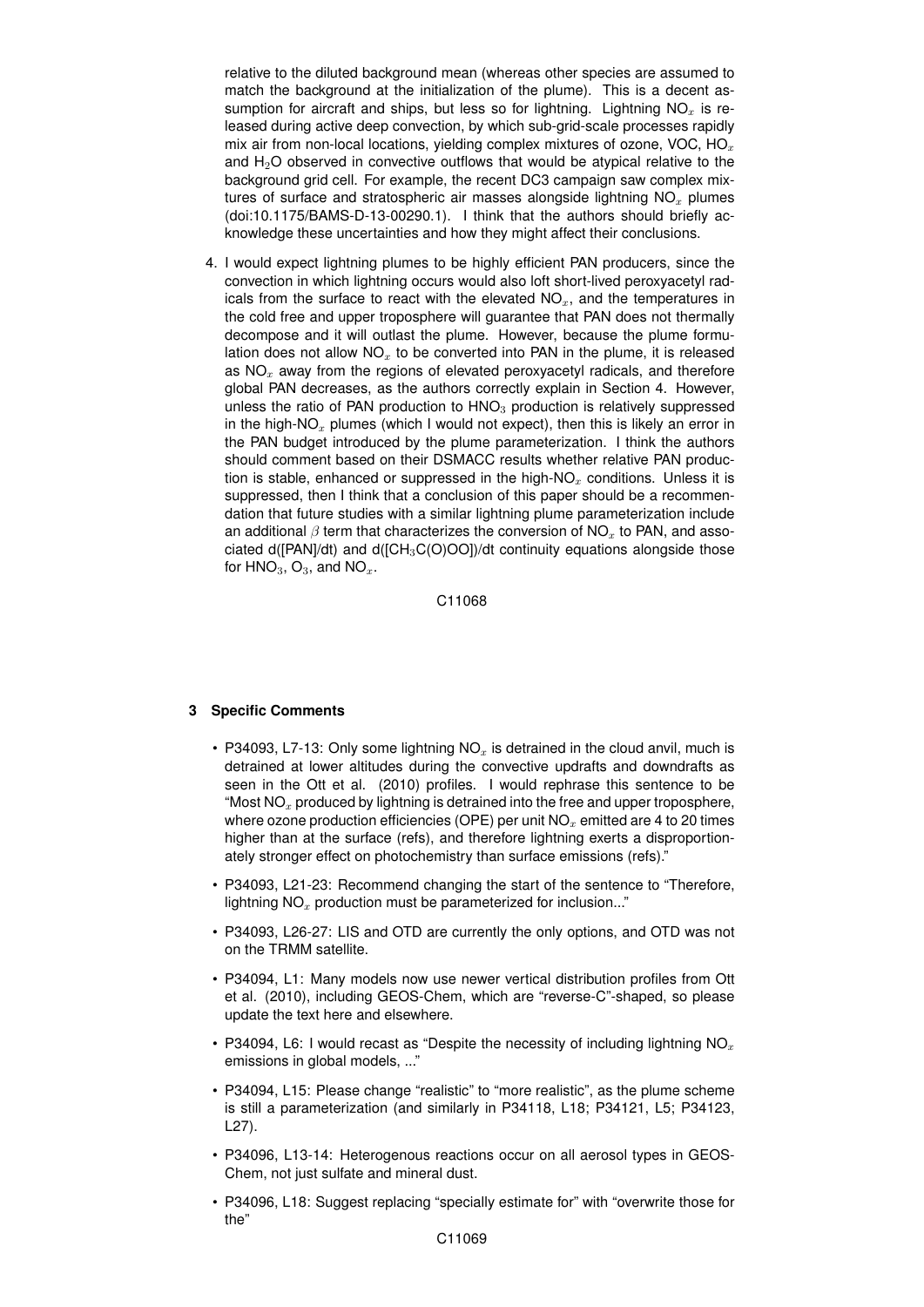relative to the diluted background mean (whereas other species are assumed to match the background at the initialization of the plume). This is a decent assumption for aircraft and ships, but less so for lightning. Lightning $NO_x$ is released during active deep convection, by which sub-grid-scale processes rapidly mix air from non-local locations, yielding complex mixtures of ozone, VOC, $HO_x$ and $H_2O$ observed in convective outflows that would be atypical relative to the background grid cell. For example, the recent DC3 campaign saw complex mixtures of surface and stratospheric air masses alongside lightning $NO_x$ plumes (doi:10.1175/BAMS-D-13-00290.1). I think that the authors should briefly acknowledge these uncertainties and how they might affect their conclusions.

4. I would expect lightning plumes to be highly efficient PAN producers, since the convection in which lightning occurs would also loft short-lived peroxyacetyl radicals from the surface to react with the elevated $NO_x$, and the temperatures in the cold free and upper troposphere will guarantee that PAN does not thermally decompose and it will outlast the plume. However, because the plume formulation does not allow $NO_x$ to be converted into PAN in the plume, it is released as $NO_x$ away from the regions of elevated peroxyacetyl radicals, and therefore global PAN decreases, as the authors correctly explain in Section 4. However, unless the ratio of PAN production to $HNO_3$ production is relatively suppressed in the high-$NO_x$ plumes (which I would not expect), then this is likely an error in the PAN budget introduced by the plume parameterization. I think the authors should comment based on their DSMACC results whether relative PAN production is stable, enhanced or suppressed in the high-$NO_x$ conditions. Unless it is suppressed, then I think that a conclusion of this paper should be a recommendation that future studies with a similar lightning plume parameterization include an additional $\beta$ term that characterizes the conversion of $NO_x$ to PAN, and associated d([PAN]/dt) and d([$CH_3C(O)OO$])/dt continuity equations alongside those for $HNO_3$, $O_3$, and $NO_x$.

## 3 Specific Comments

- P34093, L7-13: Only some lightning $NO_x$ is detrained in the cloud anvil, much is detrained at lower altitudes during the convective updrafts and downdrafts as seen in the Ott et al. (2010) profiles. I would rephrase this sentence to be "Most $NO_x$ produced by lightning is detrained into the free and upper troposphere, where ozone production efficiencies (OPE) per unit $NO_x$ emitted are 4 to 20 times higher than at the surface (refs), and therefore lightning exerts a disproportionately stronger effect on photochemistry than surface emissions (refs)."
- P34093, L21-23: Recommend changing the start of the sentence to "Therefore, lightning $NO_x$ production must be parameterized for inclusion..."
- P34093, L26-27: LIS and OTD are currently the only options, and OTD was not on the TRMM satellite.
- P34094, L1: Many models now use newer vertical distribution profiles from Ott et al. (2010), including GEOS-Chem, which are "reverse-C"-shaped, so please update the text here and elsewhere.
- P34094, L6: I would recast as "Despite the necessity of including lightning $NO_x$ emissions in global models, ..."
- P34094, L15: Please change "realistic" to "more realistic", as the plume scheme is still a parameterization (and similarly in P34118, L18; P34121, L5; P34123, L27).
- P34096, L13-14: Heterogenous reactions occur on all aerosol types in GEOS-Chem, not just sulfate and mineral dust.
- P34096, L18: Suggest replacing "specially estimate for" with "overwrite those for the"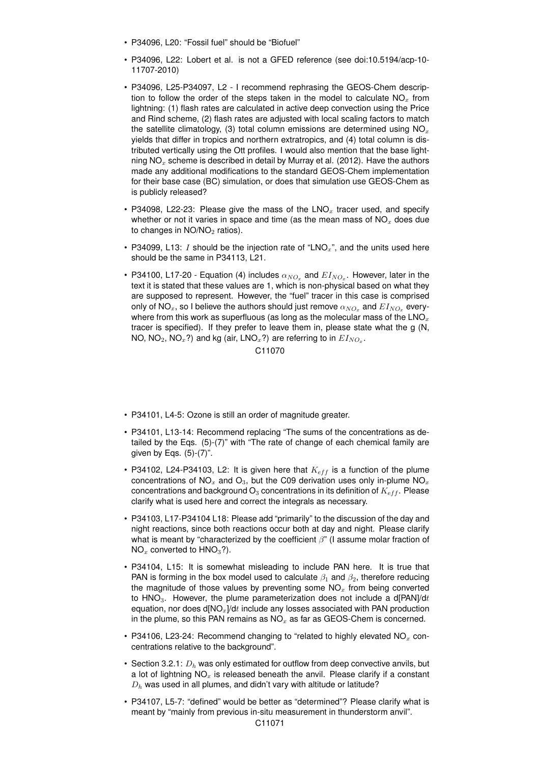- P34096, L20: "Fossil fuel" should be "Biofuel"
- P34096, L22: Lobert et al. is not a GFED reference (see doi:10.5194/acp-10-11707-2010)
- P34096, L25-P34097, L2 - I recommend rephrasing the GEOS-Chem description to follow the order of the steps taken in the model to calculate $NO_x$ from lightning: (1) flash rates are calculated in active deep convection using the Price and Rind scheme, (2) flash rates are adjusted with local scaling factors to match the satellite climatology, (3) total column emissions are determined using $NO_x$ yields that differ in tropics and northern extratropics, and (4) total column is distributed vertically using the Ott profiles. I would also mention that the base lightning $NO_x$ scheme is described in detail by Murray et al. (2012). Have the authors made any additional modifications to the standard GEOS-Chem implementation for their base case (BC) simulation, or does that simulation use GEOS-Chem as is publicly released?
- P34098, L22-23: Please give the mass of the $LNO_x$ tracer used, and specify whether or not it varies in space and time (as the mean mass of $NO_x$ does due to changes in $NO/NO_2$ ratios).
- P34099, L13: $I$ should be the injection rate of "$LNO_x$", and the units used here should be the same in P34113, L21.
- P34100, L17-20 - Equation (4) includes $\alpha_{NO_x}$ and $EI_{NO_x}$. However, later in the text it is stated that these values are 1, which is non-physical based on what they are supposed to represent. However, the "fuel" tracer in this case is comprised only of $NO_x$, so I believe the authors should just remove $\alpha_{NO_x}$ and $EI_{NO_x}$ everywhere from this work as superfluous (as long as the molecular mass of the $LNO_x$ tracer is specified). If they prefer to leave them in, please state what the g (N, NO, $NO_2$, $NO_x$?) and kg (air, $LNO_x$?) are referring to in $EI_{NO_x}$.
- P34101, L4-5: Ozone is still an order of magnitude greater.
- P34101, L13-14: Recommend replacing "The sums of the concentrations as detailed by the Eqs. (5)-(7)" with "The rate of change of each chemical family are given by Eqs. (5)-(7)".
- P34102, L24-P34103, L2: It is given here that $K_{eff}$ is a function of the plume concentrations of $NO_x$ and $O_3$, but the C09 derivation uses only in-plume $NO_x$ concentrations and background $O_3$ concentrations in its definition of $K_{eff}$. Please clarify what is used here and correct the integrals as necessary.
- P34103, L17-P34104 L18: Please add "primarily" to the discussion of the day and night reactions, since both reactions occur both at day and night. Please clarify what is meant by "characterized by the coefficient $\beta$" (I assume molar fraction of $NO_x$ converted to $HNO_3$?).
- P34104, L15: It is somewhat misleading to include PAN here. It is true that PAN is forming in the box model used to calculate $\beta_1$ and $\beta_2$, therefore reducing the magnitude of those values by preventing some $NO_x$ from being converted to $HNO_3$. However, the plume parameterization does not include a d[PAN]/d$t$ equation, nor does d[$NO_x$]/d$t$ include any losses associated with PAN production in the plume, so this PAN remains as $NO_x$ as far as GEOS-Chem is concerned.
- P34106, L23-24: Recommend changing to "related to highly elevated $NO_x$ concentrations relative to the background".
- Section 3.2.1: $D_h$ was only estimated for outflow from deep convective anvils, but a lot of lightning $NO_x$ is released beneath the anvil. Please clarify if a constant $D_h$ was used in all plumes, and didn't vary with altitude or latitude?
- P34107, L5-7: "defined" would be better as "determined"? Please clarify what is meant by "mainly from previous in-situ measurement in thunderstorm anvil".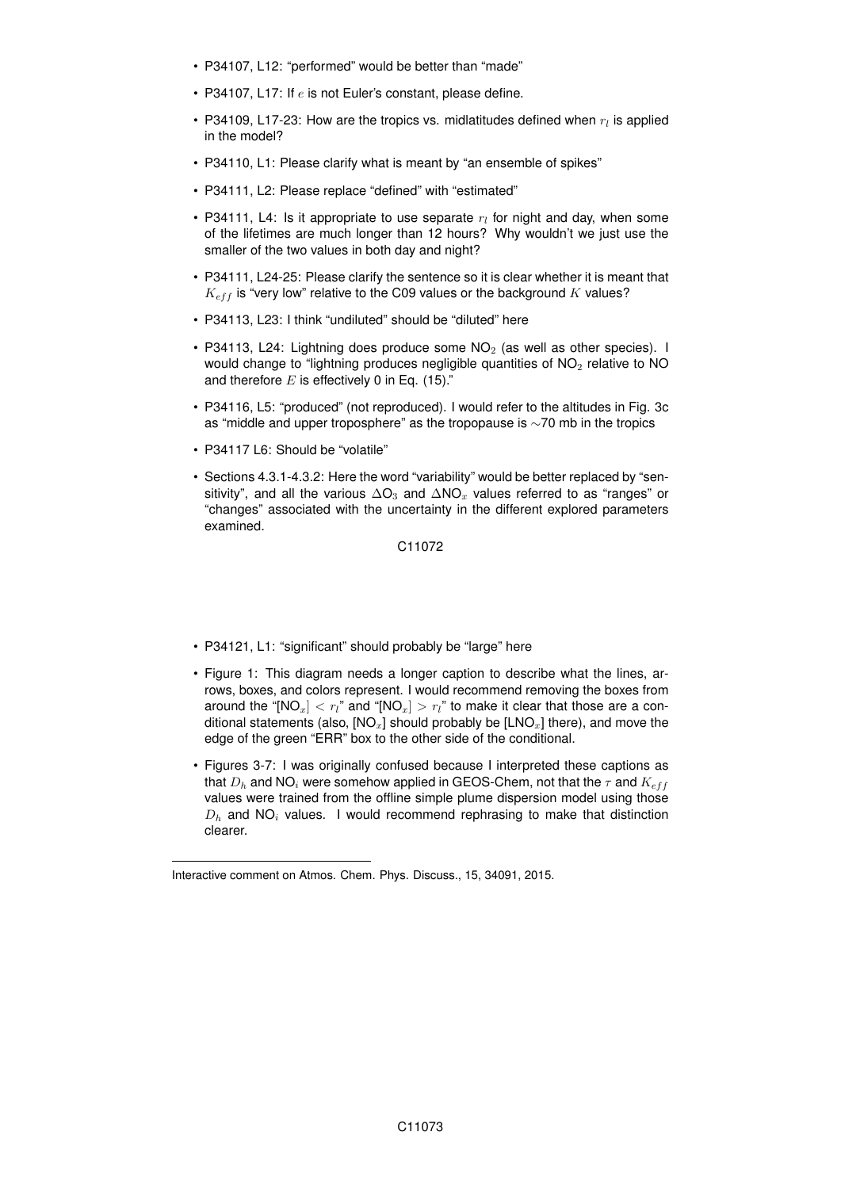- P34107, L12: "performed" would be better than "made"
- P34107, L17: If $e$ is not Euler's constant, please define.
- P34109, L17-23: How are the tropics vs. midlatitudes defined when $r_l$ is applied in the model?
- P34110, L1: Please clarify what is meant by "an ensemble of spikes"
- P34111, L2: Please replace "defined" with "estimated"
- P34111, L4: Is it appropriate to use separate $r_l$ for night and day, when some of the lifetimes are much longer than 12 hours? Why wouldn't we just use the smaller of the two values in both day and night?
- P34111, L24-25: Please clarify the sentence so it is clear whether it is meant that $K_{eff}$ is "very low" relative to the C09 values or the background $K$ values?
- P34113, L23: I think "undiluted" should be "diluted" here
- P34113, L24: Lightning does produce some $NO_2$ (as well as other species). I would change to "lightning produces negligible quantities of $NO_2$ relative to NO and therefore $E$ is effectively 0 in Eq. (15)."
- P34116, L5: "produced" (not reproduced). I would refer to the altitudes in Fig. 3c as "middle and upper troposphere" as the tropopause is ~70 mb in the tropics
- P34117 L6: Should be "volatile"
- Sections 4.3.1-4.3.2: Here the word "variability" would be better replaced by "sensitivity", and all the various $\Delta O_3$ and $\Delta NO_x$ values referred to as "ranges" or "changes" associated with the uncertainty in the different explored parameters examined.
- P34121, L1: "significant" should probably be "large" here
- Figure 1: This diagram needs a longer caption to describe what the lines, arrows, boxes, and colors represent. I would recommend removing the boxes from around the "$[NO_x] < r_l$" and "$[NO_x] > r_l$" to make it clear that those are a conditional statements (also, $[NO_x]$ should probably be $[LNO_x]$ there), and move the edge of the green "ERR" box to the other side of the conditional.
- Figures 3-7: I was originally confused because I interpreted these captions as that $D_h$ and $NO_i$ were somehow applied in GEOS-Chem, not that the $\tau$ and $K_{eff}$ values were trained from the offline simple plume dispersion model using those $D_h$ and $NO_i$ values. I would recommend rephrasing to make that distinction clearer.

---

Interactive comment on Atmos. Chem. Phys. Discuss., 15, 34091, 2015.